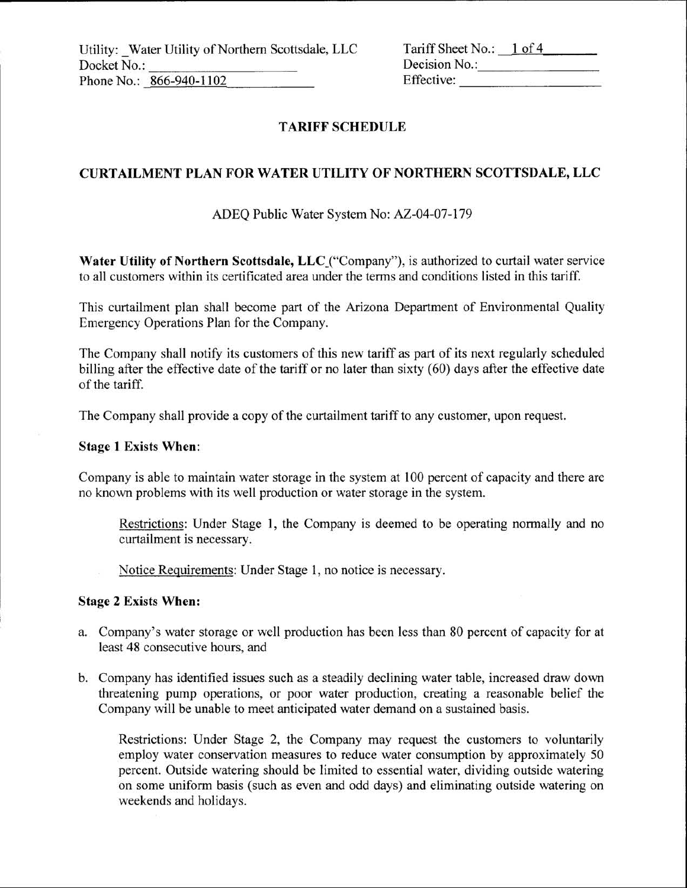Utility: Water Utility of Northern Scottsdale, LLC
Docket No.: 
Phone No.: 866-940-1102

Tariff Sheet No.: 1 of 4
Decision No.: 
Effective: 

## TARIFF SCHEDULE

## CURTAILMENT PLAN FOR WATER UTILITY OF NORTHERN SCOTTSDALE, LLC

ADEQ Public Water System No: AZ-04-07-179

**Water Utility of Northern Scottsdale, LLC** ("Company"), is authorized to curtail water service to all customers within its certificated area under the terms and conditions listed in this tariff.

This curtailment plan shall become part of the Arizona Department of Environmental Quality Emergency Operations Plan for the Company.

The Company shall notify its customers of this new tariff as part of its next regularly scheduled billing after the effective date of the tariff or no later than sixty (60) days after the effective date of the tariff.

The Company shall provide a copy of the curtailment tariff to any customer, upon request.

**Stage 1 Exists When:**

Company is able to maintain water storage in the system at 100 percent of capacity and there are no known problems with its well production or water storage in the system.

Restrictions: Under Stage 1, the Company is deemed to be operating normally and no curtailment is necessary.

Notice Requirements: Under Stage 1, no notice is necessary.

**Stage 2 Exists When:**

a. Company's water storage or well production has been less than 80 percent of capacity for at least 48 consecutive hours, and

b. Company has identified issues such as a steadily declining water table, increased draw down threatening pump operations, or poor water production, creating a reasonable belief the Company will be unable to meet anticipated water demand on a sustained basis.

Restrictions: Under Stage 2, the Company may request the customers to voluntarily employ water conservation measures to reduce water consumption by approximately 50 percent. Outside watering should be limited to essential water, dividing outside watering on some uniform basis (such as even and odd days) and eliminating outside watering on weekends and holidays.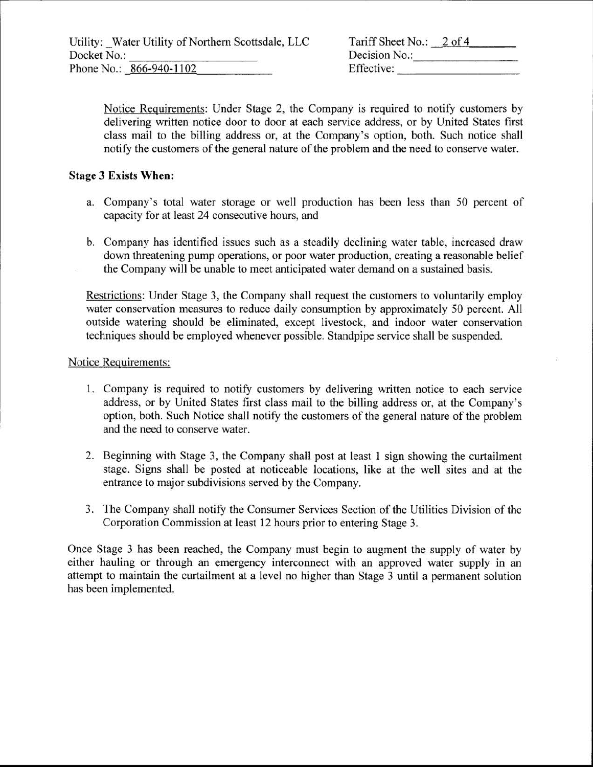Utility: Water Utility of Northern Scottsdale, LLC
Docket No.:
Phone No.: 866-940-1102

Tariff Sheet No.: 2 of 4
Decision No.:
Effective:

Notice Requirements: Under Stage 2, the Company is required to notify customers by delivering written notice door to door at each service address, or by United States first class mail to the billing address or, at the Company's option, both. Such notice shall notify the customers of the general nature of the problem and the need to conserve water.

**Stage 3 Exists When:**

a. Company's total water storage or well production has been less than 50 percent of capacity for at least 24 consecutive hours, and

b. Company has identified issues such as a steadily declining water table, increased draw down threatening pump operations, or poor water production, creating a reasonable belief the Company will be unable to meet anticipated water demand on a sustained basis.

Restrictions: Under Stage 3, the Company shall request the customers to voluntarily employ water conservation measures to reduce daily consumption by approximately 50 percent. All outside watering should be eliminated, except livestock, and indoor water conservation techniques should be employed whenever possible. Standpipe service shall be suspended.

Notice Requirements:

1. Company is required to notify customers by delivering written notice to each service address, or by United States first class mail to the billing address or, at the Company's option, both. Such Notice shall notify the customers of the general nature of the problem and the need to conserve water.

2. Beginning with Stage 3, the Company shall post at least 1 sign showing the curtailment stage. Signs shall be posted at noticeable locations, like at the well sites and at the entrance to major subdivisions served by the Company.

3. The Company shall notify the Consumer Services Section of the Utilities Division of the Corporation Commission at least 12 hours prior to entering Stage 3.

Once Stage 3 has been reached, the Company must begin to augment the supply of water by either hauling or through an emergency interconnect with an approved water supply in an attempt to maintain the curtailment at a level no higher than Stage 3 until a permanent solution has been implemented.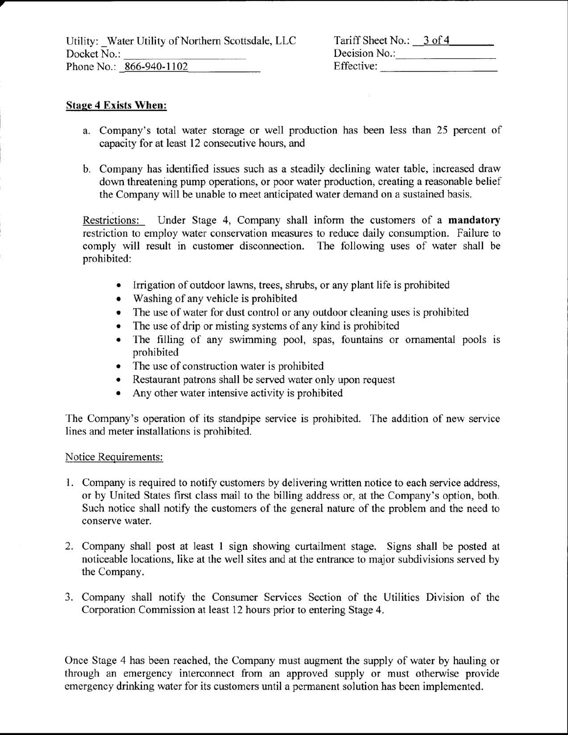Utility: Water Utility of Northern Scottsdale, LLC
Docket No.: ____________
Phone No.: 866-940-1102

Tariff Sheet No.: 3 of 4
Decision No.: ____________
Effective: ____________

**Stage 4 Exists When:**

a. Company's total water storage or well production has been less than 25 percent of capacity for at least 12 consecutive hours, and

b. Company has identified issues such as a steadily declining water table, increased draw down threatening pump operations, or poor water production, creating a reasonable belief the Company will be unable to meet anticipated water demand on a sustained basis.

Restrictions: Under Stage 4, Company shall inform the customers of a **mandatory** restriction to employ water conservation measures to reduce daily consumption. Failure to comply will result in customer disconnection. The following uses of water shall be prohibited:

- Irrigation of outdoor lawns, trees, shrubs, or any plant life is prohibited
- Washing of any vehicle is prohibited
- The use of water for dust control or any outdoor cleaning uses is prohibited
- The use of drip or misting systems of any kind is prohibited
- The filling of any swimming pool, spas, fountains or ornamental pools is prohibited
- The use of construction water is prohibited
- Restaurant patrons shall be served water only upon request
- Any other water intensive activity is prohibited

The Company's operation of its standpipe service is prohibited. The addition of new service lines and meter installations is prohibited.

Notice Requirements:

1. Company is required to notify customers by delivering written notice to each service address, or by United States first class mail to the billing address or, at the Company's option, both. Such notice shall notify the customers of the general nature of the problem and the need to conserve water.

2. Company shall post at least 1 sign showing curtailment stage. Signs shall be posted at noticeable locations, like at the well sites and at the entrance to major subdivisions served by the Company.

3. Company shall notify the Consumer Services Section of the Utilities Division of the Corporation Commission at least 12 hours prior to entering Stage 4.

Once Stage 4 has been reached, the Company must augment the supply of water by hauling or through an emergency interconnect from an approved supply or must otherwise provide emergency drinking water for its customers until a permanent solution has been implemented.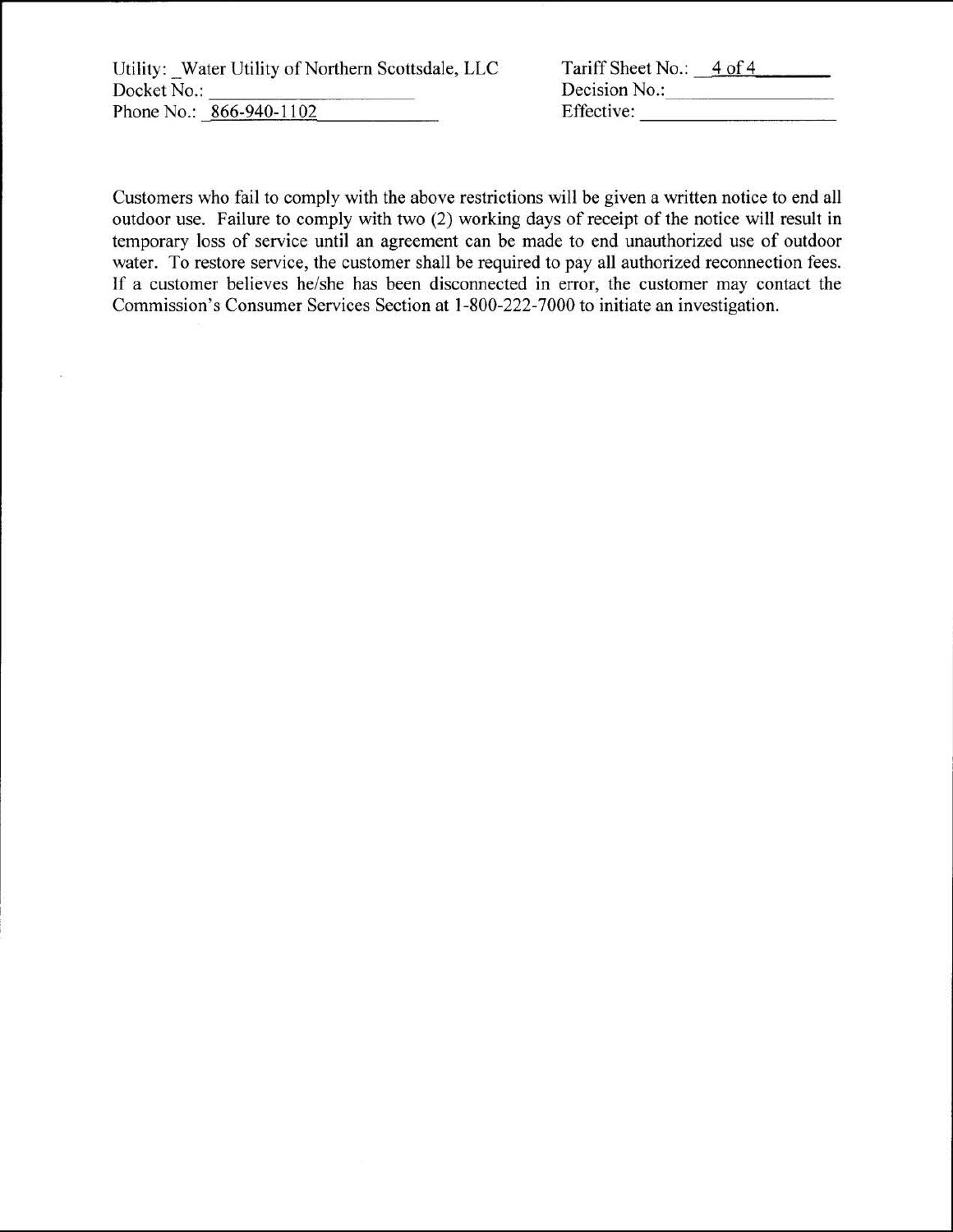Utility: Water Utility of Northern Scottsdale, LLC
Docket No.:
Phone No.: 866-940-1102

Tariff Sheet No.: 4 of 4
Decision No.:
Effective:

Customers who fail to comply with the above restrictions will be given a written notice to end all outdoor use. Failure to comply with two (2) working days of receipt of the notice will result in temporary loss of service until an agreement can be made to end unauthorized use of outdoor water. To restore service, the customer shall be required to pay all authorized reconnection fees. If a customer believes he/she has been disconnected in error, the customer may contact the Commission's Consumer Services Section at 1-800-222-7000 to initiate an investigation.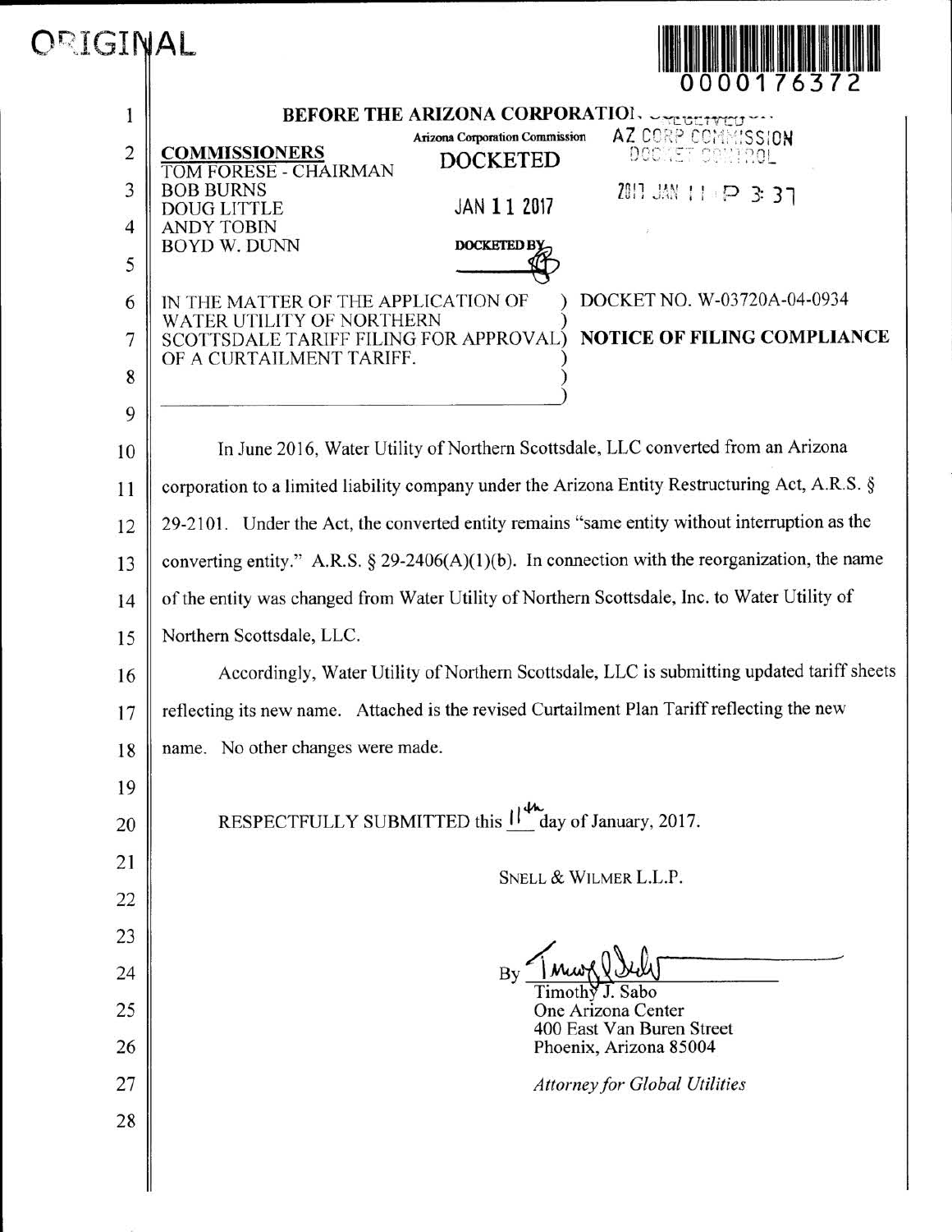ORIGINAL

0000176372

BEFORE THE ARIZONA CORPORATION COMMISSION

Arizona Corporation Commission
DOCKETED
JAN 11 2017
DOCKETED BY

AZ CORP COMMISSION
DOCKET CONTROL
2017 JAN 11 P 3: 37

**COMMISSIONERS**
TOM FORESE - CHAIRMAN
BOB BURNS
DOUG LITTLE
ANDY TOBIN
BOYD W. DUNN

IN THE MATTER OF THE APPLICATION OF WATER UTILITY OF NORTHERN SCOTTSDALE TARIFF FILING FOR APPROVAL OF A CURTAILMENT TARIFF.

DOCKET NO. W-03720A-04-0934

**NOTICE OF FILING COMPLIANCE**

In June 2016, Water Utility of Northern Scottsdale, LLC converted from an Arizona corporation to a limited liability company under the Arizona Entity Restructuring Act, A.R.S. § 29-2101. Under the Act, the converted entity remains "same entity without interruption as the converting entity." A.R.S. § 29-2406(A)(1)(b). In connection with the reorganization, the name of the entity was changed from Water Utility of Northern Scottsdale, Inc. to Water Utility of Northern Scottsdale, LLC.

Accordingly, Water Utility of Northern Scottsdale, LLC is submitting updated tariff sheets reflecting its new name. Attached is the revised Curtailment Plan Tariff reflecting the new name. No other changes were made.

RESPECTFULLY SUBMITTED this 11th day of January, 2017.

SNELL & WILMER L.L.P.

By ______________________
Timothy J. Sabo
One Arizona Center
400 East Van Buren Street
Phoenix, Arizona 85004

*Attorney for Global Utilities*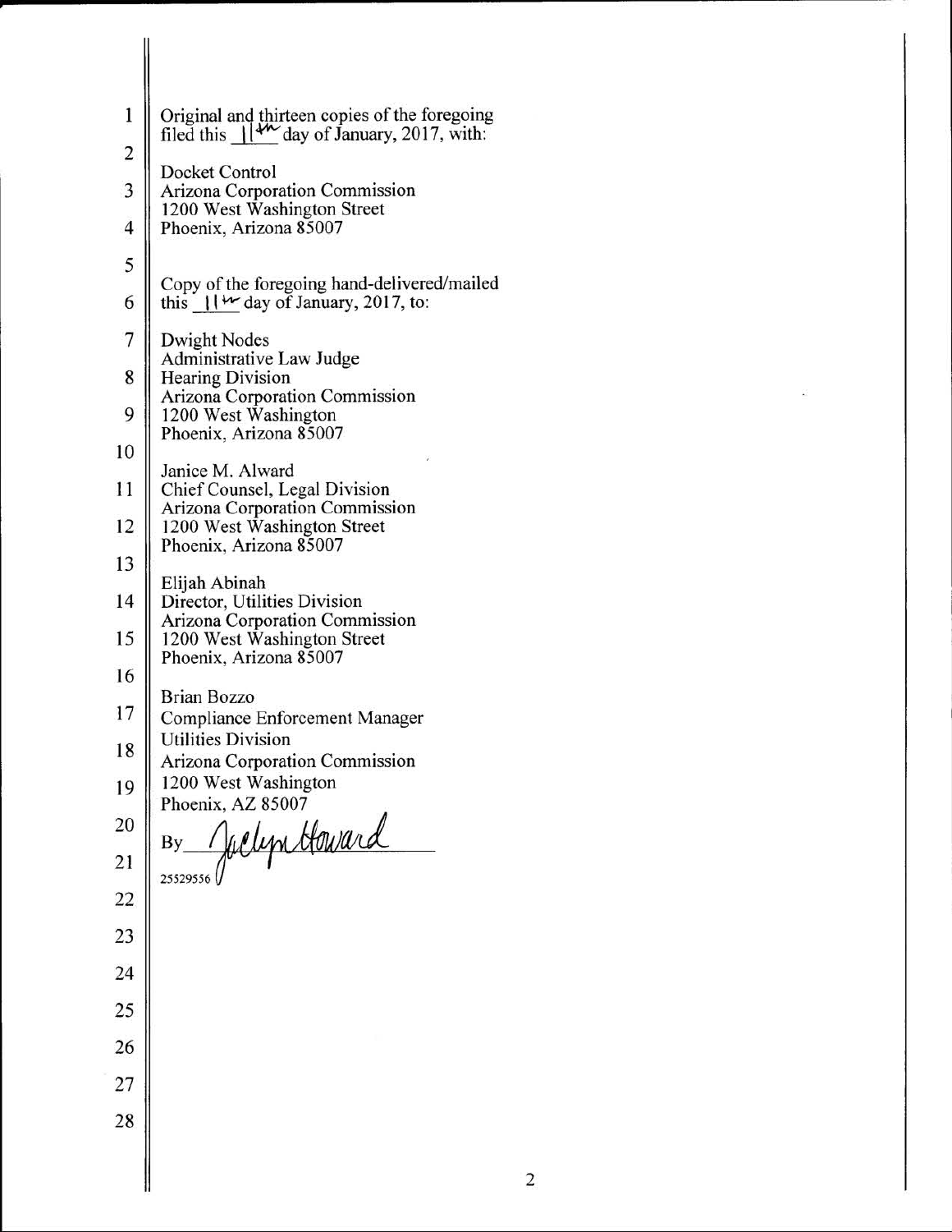Original and thirteen copies of the foregoing filed this 11th day of January, 2017, with:

Docket Control
Arizona Corporation Commission
1200 West Washington Street
Phoenix, Arizona 85007

Copy of the foregoing hand-delivered/mailed this 11th day of January, 2017, to:

Dwight Nodes
Administrative Law Judge
Hearing Division
Arizona Corporation Commission
1200 West Washington
Phoenix, Arizona 85007

Janice M. Alward
Chief Counsel, Legal Division
Arizona Corporation Commission
1200 West Washington Street
Phoenix, Arizona 85007

Elijah Abinah
Director, Utilities Division
Arizona Corporation Commission
1200 West Washington Street
Phoenix, Arizona 85007

Brian Bozzo
Compliance Enforcement Manager
Utilities Division
Arizona Corporation Commission
1200 West Washington
Phoenix, AZ 85007

By Jaclyn Howard

25529556